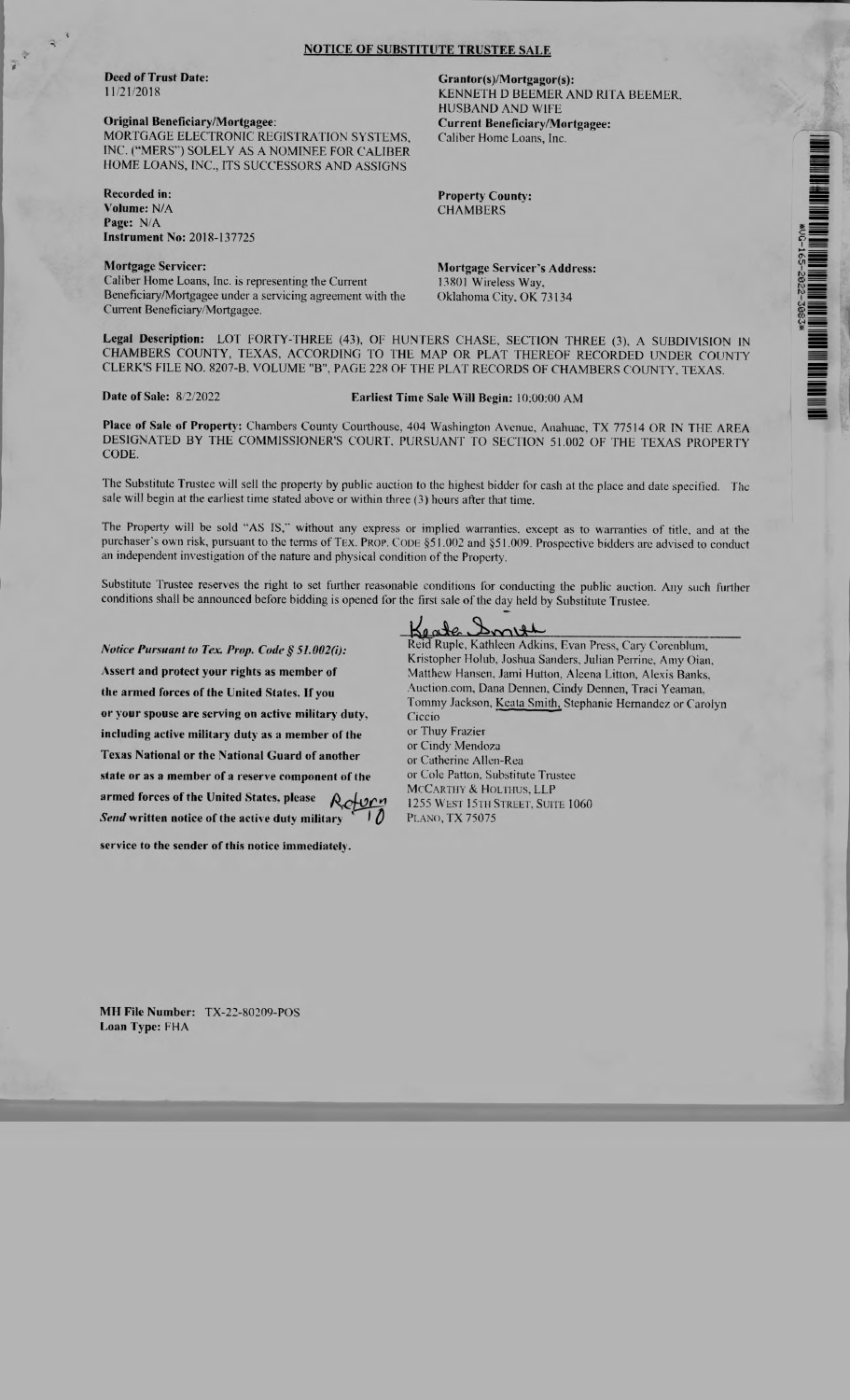## NOTICE OF SUBSTITUTE TRUSTEE SALE

**Deed of Trust Date:**
11/21/2018

**Grantor(s)/Mortgagor(s):**
KENNETH D BEEMER AND RITA BEEMER, HUSBAND AND WIFE

**Original Beneficiary/Mortgagee:**
MORTGAGE ELECTRONIC REGISTRATION SYSTEMS, INC. ("MERS") SOLELY AS A NOMINEE FOR CALIBER HOME LOANS, INC., ITS SUCCESSORS AND ASSIGNS

**Current Beneficiary/Mortgagee:**
Caliber Home Loans, Inc.

**Recorded in:**
**Volume:** N/A
**Page:** N/A
**Instrument No:** 2018-137725

**Property County:**
CHAMBERS

**Mortgage Servicer:**
Caliber Home Loans, Inc. is representing the Current Beneficiary/Mortgagee under a servicing agreement with the Current Beneficiary/Mortgagee.

**Mortgage Servicer's Address:**
13801 Wireless Way,
Oklahoma City, OK 73134

**Legal Description:** LOT FORTY-THREE (43), OF HUNTERS CHASE, SECTION THREE (3), A SUBDIVISION IN CHAMBERS COUNTY, TEXAS, ACCORDING TO THE MAP OR PLAT THEREOF RECORDED UNDER COUNTY CLERK'S FILE NO. 8207-B, VOLUME "B", PAGE 228 OF THE PLAT RECORDS OF CHAMBERS COUNTY, TEXAS.

**Date of Sale:** 8/2/2022 **Earliest Time Sale Will Begin:** 10:00:00 AM

**Place of Sale of Property:** Chambers County Courthouse, 404 Washington Avenue, Anahuac, TX 77514 OR IN THE AREA DESIGNATED BY THE COMMISSIONER'S COURT, PURSUANT TO SECTION 51.002 OF THE TEXAS PROPERTY CODE.

The Substitute Trustee will sell the property by public auction to the highest bidder for cash at the place and date specified. The sale will begin at the earliest time stated above or within three (3) hours after that time.

The Property will be sold "AS IS," without any express or implied warranties, except as to warranties of title, and at the purchaser's own risk, pursuant to the terms of TEX. PROP. CODE §51.002 and §51.009. Prospective bidders are advised to conduct an independent investigation of the nature and physical condition of the Property.

Substitute Trustee reserves the right to set further reasonable conditions for conducting the public auction. Any such further conditions shall be announced before bidding is opened for the first sale of the day held by Substitute Trustee.

***Notice Pursuant to Tex. Prop. Code § 51.002(i):***
**Assert and protect your rights as member of the armed forces of the United States. If you or your spouse are serving on active military duty, including active military duty as a member of the Texas National or the National Guard of another state or as a member of a reserve component of the armed forces of the United States, please** Return to *Send* **written notice of the active duty military service to the sender of this notice immediately.**

Keata Smith

Reid Ruple, Kathleen Adkins, Evan Press, Cary Corenblum, Kristopher Holub, Joshua Sanders, Julian Perrine, Amy Oian, Matthew Hansen, Jami Hutton, Aleena Litton, Alexis Banks, Auction.com, Dana Dennen, Cindy Dennen, Traci Yeaman, Tommy Jackson, Keata Smith, Stephanie Hernandez or Carolyn Ciccio
or Thuy Frazier
or Cindy Mendoza
or Catherine Allen-Rea
or Cole Patton, Substitute Trustee
McCARTHY & HOLTHUS, LLP
1255 WEST 15TH STREET, SUITE 1060
PLANO, TX 75075

**MH File Number:** TX-22-80209-POS
**Loan Type:** FHA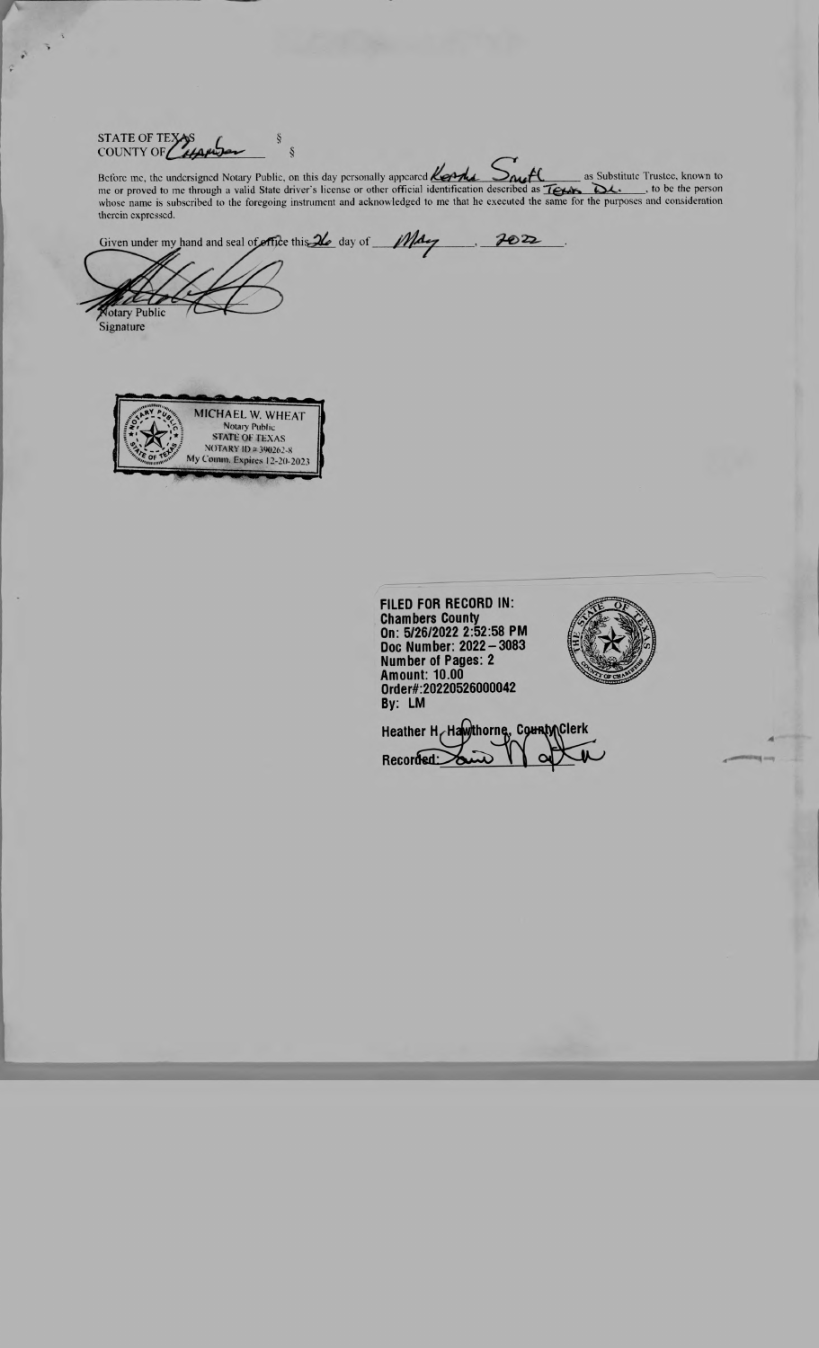STATE OF TEXAS §
COUNTY OF Chambers §

Before me, the undersigned Notary Public, on this day personally appeared Kerda Smith as Substitute Trustee, known to me or proved to me through a valid State driver's license or other official identification described as Texas DL., to be the person whose name is subscribed to the foregoing instrument and acknowledged to me that he executed the same for the purposes and consideration therein expressed.

Given under my hand and seal of office this 26 day of May, 2022.

Notary Public
Signature

MICHAEL W. WHEAT
Notary Public
STATE OF TEXAS
NOTARY ID # 390262-8
My Comm. Expires 12-20-2023

**FILED FOR RECORD IN:**
**Chambers County**
**On: 5/26/2022 2:52:58 PM**
**Doc Number: 2022 – 3083**
**Number of Pages: 2**
**Amount: 10.00**
**Order#:20220526000042**
**By: LM**

**Heather H. Hawthorne, County Clerk**
**Recorded:**